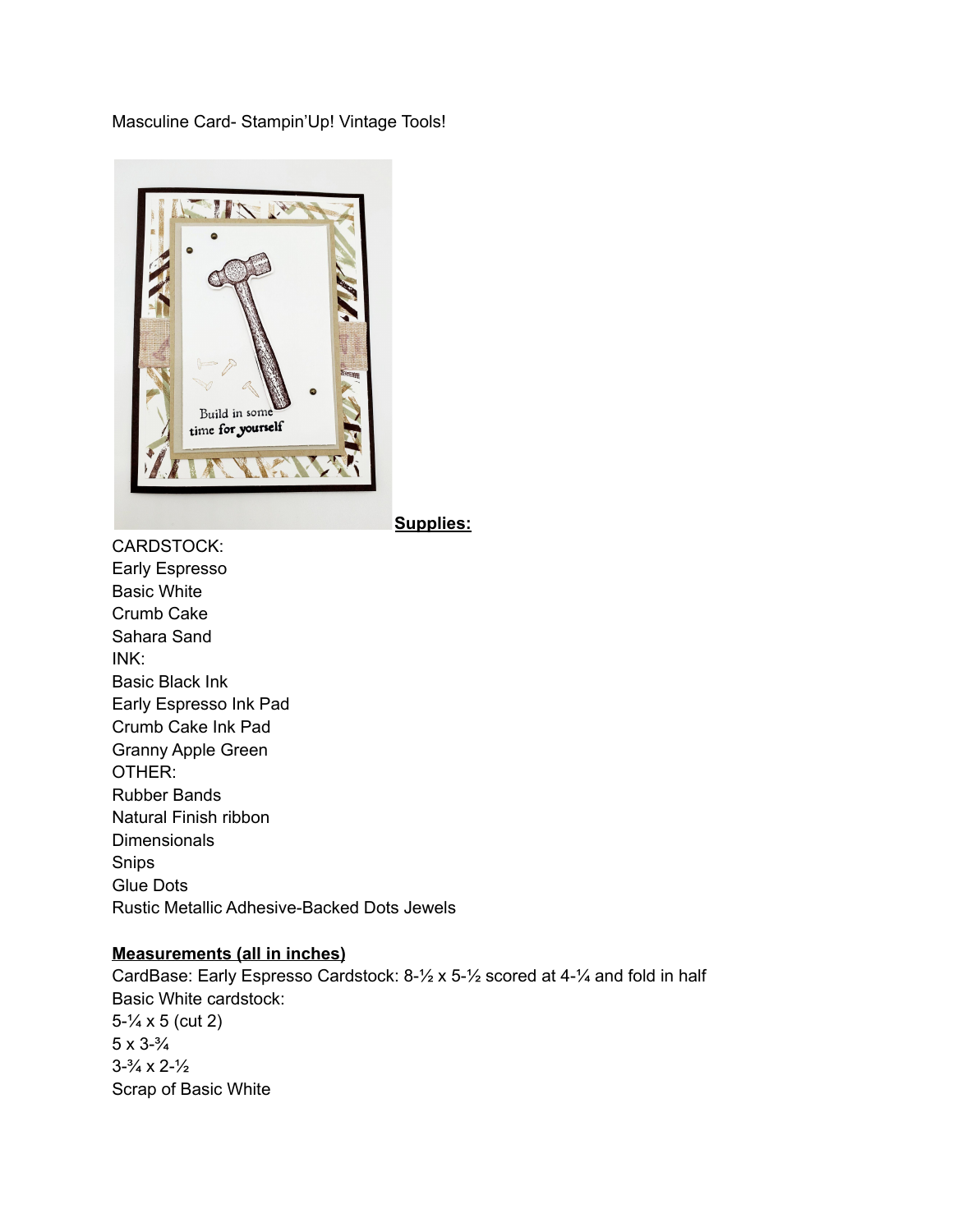Masculine Card- Stampin'Up! Vintage Tools!

**Supplies:**

CARDSTOCK:
Early Espresso
Basic White
Crumb Cake
Sahara Sand
INK:
Basic Black Ink
Early Espresso Ink Pad
Crumb Cake Ink Pad
Granny Apple Green
OTHER:
Rubber Bands
Natural Finish ribbon
Dimensionals
Snips
Glue Dots
Rustic Metallic Adhesive-Backed Dots Jewels

**Measurements (all in inches)**

CardBase: Early Espresso Cardstock: 8-½ x 5-½ scored at 4-¼ and fold in half
Basic White cardstock:
5-¼ x 5 (cut 2)
5 x 3-¾
3-¾ x 2-½
Scrap of Basic White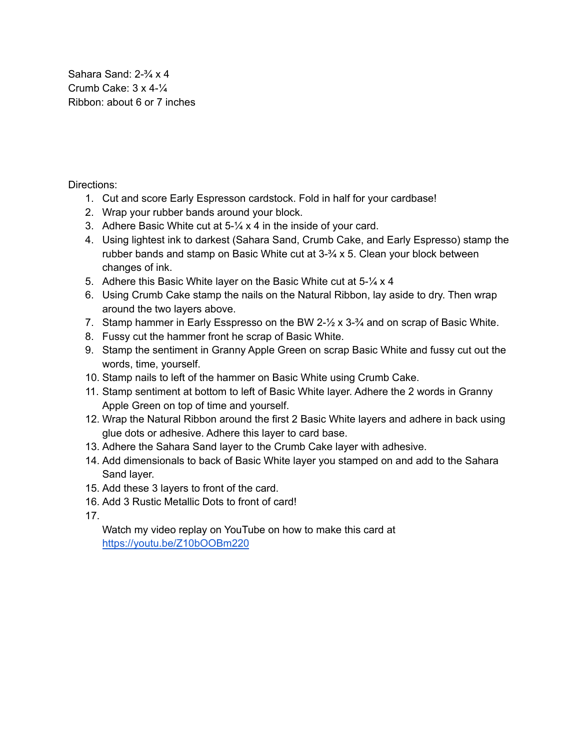Sahara Sand: 2-¾ x 4
Crumb Cake: 3 x 4-¼
Ribbon: about 6 or 7 inches

Directions:

1. Cut and score Early Espresson cardstock. Fold in half for your cardbase!
2. Wrap your rubber bands around your block.
3. Adhere Basic White cut at 5-¼ x 4 in the inside of your card.
4. Using lightest ink to darkest (Sahara Sand, Crumb Cake, and Early Espresso) stamp the rubber bands and stamp on Basic White cut at 3-¾ x 5. Clean your block between changes of ink.
5. Adhere this Basic White layer on the Basic White cut at 5-¼ x 4
6. Using Crumb Cake stamp the nails on the Natural Ribbon, lay aside to dry. Then wrap around the two layers above.
7. Stamp hammer in Early Esspresso on the BW 2-½ x 3-¾ and on scrap of Basic White.
8. Fussy cut the hammer front he scrap of Basic White.
9. Stamp the sentiment in Granny Apple Green on scrap Basic White and fussy cut out the words, time, yourself.
10. Stamp nails to left of the hammer on Basic White using Crumb Cake.
11. Stamp sentiment at bottom to left of Basic White layer. Adhere the 2 words in Granny Apple Green on top of time and yourself.
12. Wrap the Natural Ribbon around the first 2 Basic White layers and adhere in back using glue dots or adhesive. Adhere this layer to card base.
13. Adhere the Sahara Sand layer to the Crumb Cake layer with adhesive.
14. Add dimensionals to back of Basic White layer you stamped on and add to the Sahara Sand layer.
15. Add these 3 layers to front of the card.
16. Add 3 Rustic Metallic Dots to front of card!
17. 

    Watch my video replay on YouTube on how to make this card at [https://youtu.be/Z10bOOBm220](https://youtu.be/Z10bOOBm220)